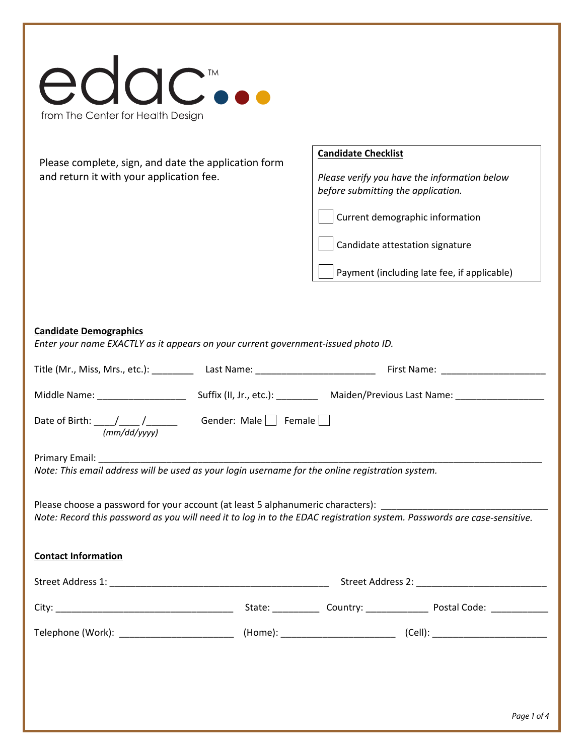edac™

from The Center for Health Design

Please complete, sign, and date the application form and return it with your application fee.

**Candidate Checklist**

*Please verify you have the information below before submitting the application.*

- ☐ Current demographic information
- ☐ Candidate attestation signature
- ☐ Payment (including late fee, if applicable)

**Candidate Demographics**

*Enter your name EXACTLY as it appears on your current government-issued photo ID.*

Title (Mr., Miss, Mrs., etc.): ________ Last Name: ______________________ First Name: ___________________

Middle Name: ________________ Suffix (II, Jr., etc.): ________ Maiden/Previous Last Name: ________________

Date of Birth: ____/____/______ *(mm/dd/yyyy)* Gender: Male ☐ Female ☐

Primary Email: ________________________________________________________________________________

*Note: This email address will be used as your login username for the online registration system.*

Please choose a password for your account (at least 5 alphanumeric characters): ______________________________

*Note: Record this password as you will need it to log in to the EDAC registration system. Passwords are case-sensitive.*

**Contact Information**

Street Address 1: ________________________________________ Street Address 2: ________________________

City: _________________________________ State: _________ Country: ____________ Postal Code: ___________

Telephone (Work): _____________________ (Home): _____________________ (Cell): _____________________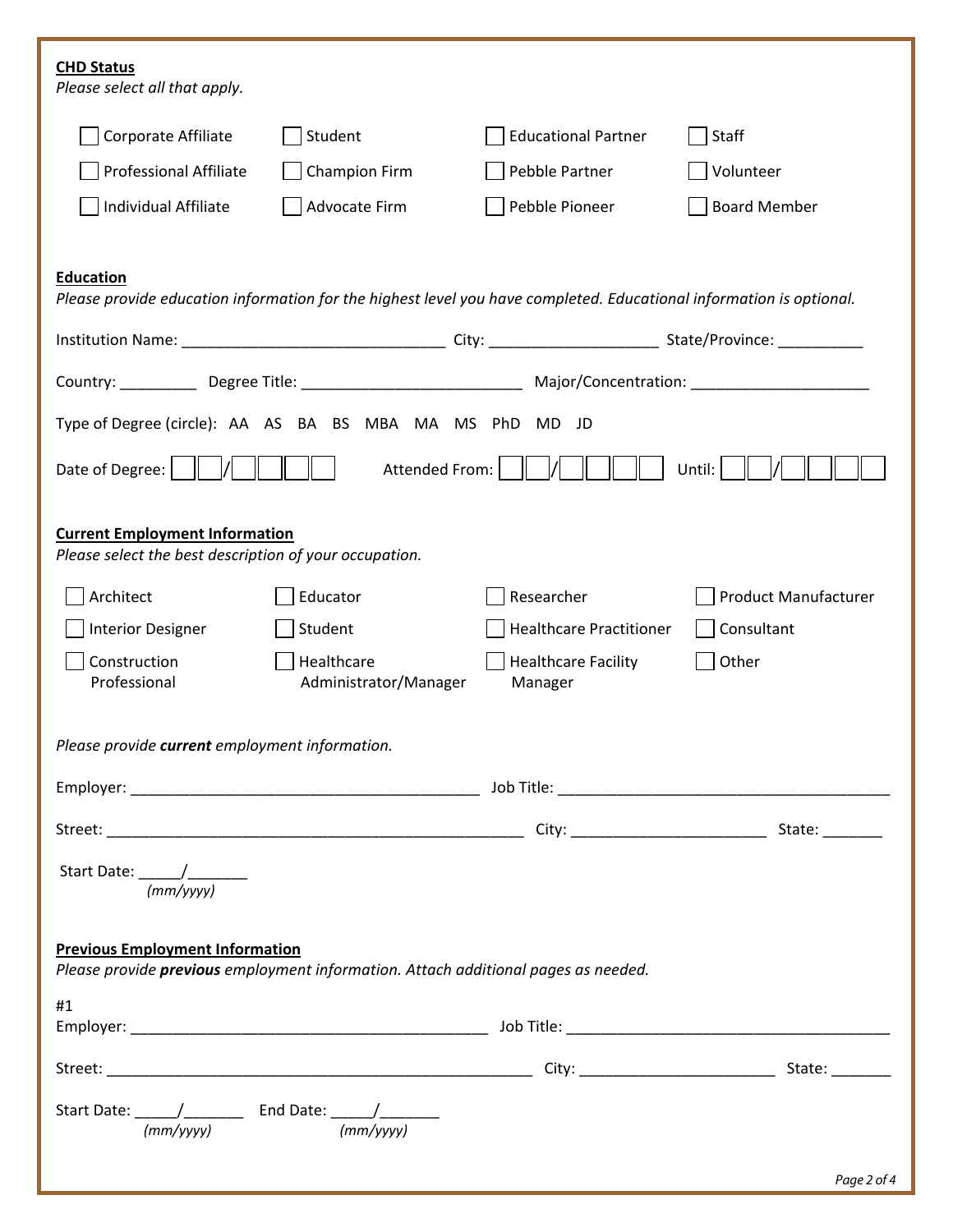**CHD Status**

*Please select all that apply.*

- [ ] Corporate Affiliate
- [ ] Student
- [ ] Educational Partner
- [ ] Staff
- [ ] Professional Affiliate
- [ ] Champion Firm
- [ ] Pebble Partner
- [ ] Volunteer
- [ ] Individual Affiliate
- [ ] Advocate Firm
- [ ] Pebble Pioneer
- [ ] Board Member

**Education**

*Please provide education information for the highest level you have completed. Educational information is optional.*

Institution Name: ______________________________ City: ___________________ State/Province: __________

Country: _________ Degree Title: _________________________ Major/Concentration: ____________________

Type of Degree (circle): AA AS BA BS MBA MA MS PhD MD JD

Date of Degree: ☐☐/☐☐☐☐ Attended From: ☐☐/☐☐☐☐ Until: ☐☐/☐☐☐☐

**Current Employment Information**

*Please select the best description of your occupation.*

- [ ] Architect
- [ ] Educator
- [ ] Researcher
- [ ] Product Manufacturer
- [ ] Interior Designer
- [ ] Student
- [ ] Healthcare Practitioner
- [ ] Consultant
- [ ] Construction Professional
- [ ] Healthcare Administrator/Manager
- [ ] Healthcare Facility Manager
- [ ] Other

*Please provide **current** employment information.*

Employer: ________________________________________ Job Title: ______________________________________

Street: ________________________________________________ City: ______________________ State: _______

Start Date: _____/_______
*(mm/yyyy)*

**Previous Employment Information**

*Please provide **previous** employment information. Attach additional pages as needed.*

#1

Employer: _________________________________________ Job Title: _____________________________________

Street: _________________________________________________ City: ______________________ State: _______

Start Date: _____/_______ End Date: _____/_______
*(mm/yyyy)* *(mm/yyyy)*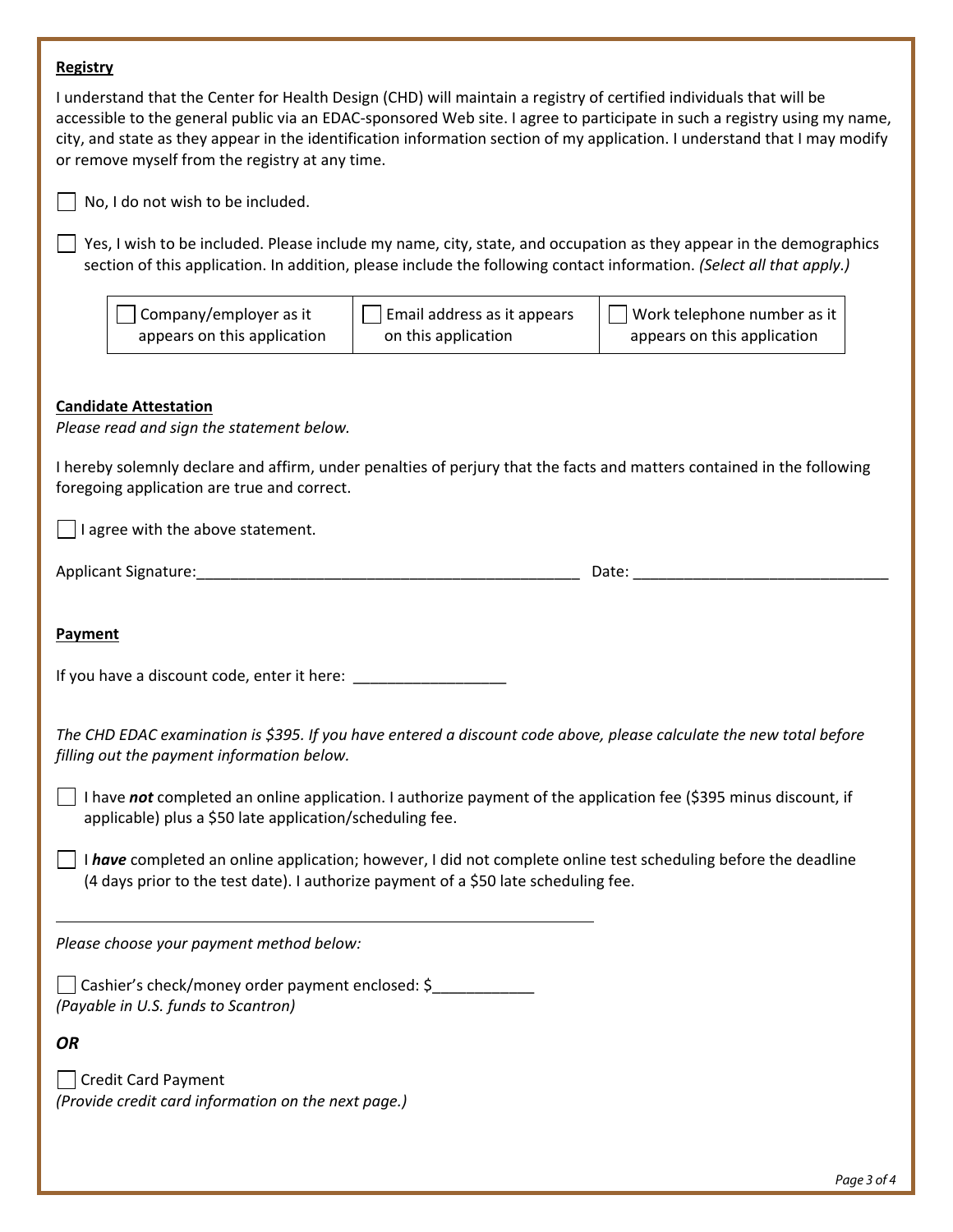**Registry**

I understand that the Center for Health Design (CHD) will maintain a registry of certified individuals that will be accessible to the general public via an EDAC-sponsored Web site. I agree to participate in such a registry using my name, city, and state as they appear in the identification information section of my application. I understand that I may modify or remove myself from the registry at any time.

☐ No, I do not wish to be included.

☐ Yes, I wish to be included. Please include my name, city, state, and occupation as they appear in the demographics section of this application. In addition, please include the following contact information. *(Select all that apply.)*

| ☐ Company/employer as it appears on this application | ☐ Email address as it appears on this application | ☐ Work telephone number as it appears on this application |
|---|---|---|

**Candidate Attestation**

*Please read and sign the statement below.*

I hereby solemnly declare and affirm, under penalties of perjury that the facts and matters contained in the following foregoing application are true and correct.

☐ I agree with the above statement.

Applicant Signature:_______________________________________________ Date: ______________________________

**Payment**

If you have a discount code, enter it here: __________________

*The CHD EDAC examination is $395. If you have entered a discount code above, please calculate the new total before filling out the payment information below.*

☐ I have ***not*** completed an online application. I authorize payment of the application fee ($395 minus discount, if applicable) plus a $50 late application/scheduling fee.

☐ I ***have*** completed an online application; however, I did not complete online test scheduling before the deadline (4 days prior to the test date). I authorize payment of a $50 late scheduling fee.

---

*Please choose your payment method below:*

☐ Cashier's check/money order payment enclosed: $____________
*(Payable in U.S. funds to Scantron)*

***OR***

☐ Credit Card Payment
*(Provide credit card information on the next page.)*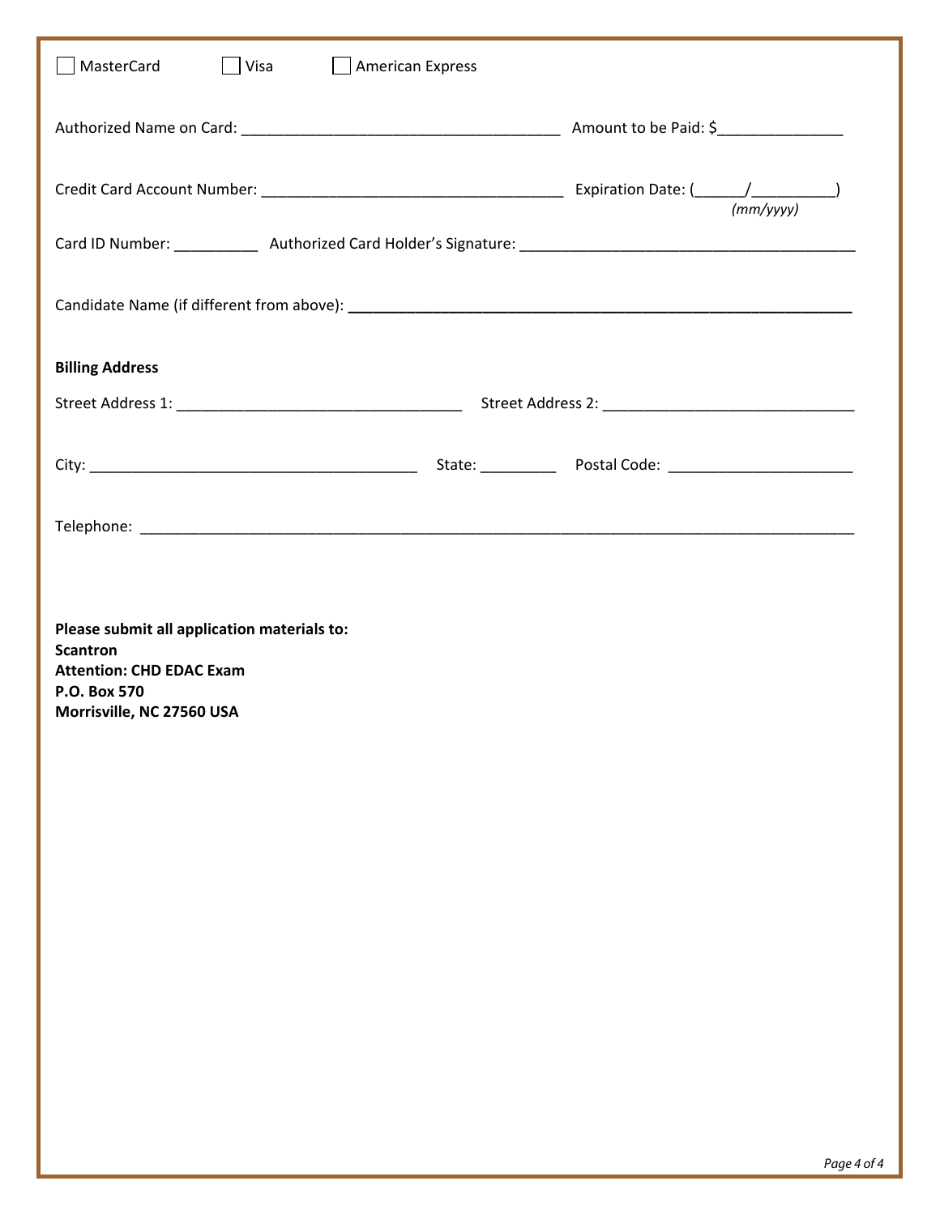☐ MasterCard ☐ Visa ☐ American Express

Authorized Name on Card: ______________________________________ Amount to be Paid: $______________

Credit Card Account Number: ____________________________________ Expiration Date: (______/__________)
*(mm/yyyy)*

Card ID Number: __________ Authorized Card Holder's Signature: ________________________________________

Candidate Name (if different from above): ____________________________________________________________

**Billing Address**

Street Address 1: __________________________________ Street Address 2: ______________________________

City: _______________________________________ State: _________ Postal Code: _____________________

Telephone: _____________________________________________________________________________________

**Please submit all application materials to:**
**Scantron**
**Attention: CHD EDAC Exam**
**P.O. Box 570**
**Morrisville, NC 27560 USA**